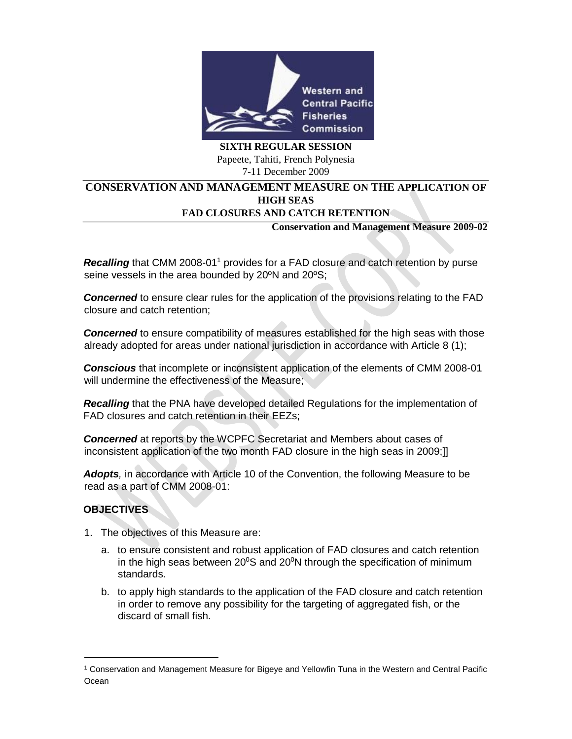**SIXTH REGULAR SESSION**

Papeete, Tahiti, French Polynesia

7-11 December 2009

# CONSERVATION AND MANAGEMENT MEASURE ON THE APPLICATION OF HIGH SEAS FAD CLOSURES AND CATCH RETENTION

**Conservation and Management Measure 2009-02**

***Recalling*** that CMM 2008-01[1] provides for a FAD closure and catch retention by purse seine vessels in the area bounded by 20ºN and 20ºS;

***Concerned*** to ensure clear rules for the application of the provisions relating to the FAD closure and catch retention;

***Concerned*** to ensure compatibility of measures established for the high seas with those already adopted for areas under national jurisdiction in accordance with Article 8 (1);

***Conscious*** that incomplete or inconsistent application of the elements of CMM 2008-01 will undermine the effectiveness of the Measure;

***Recalling*** that the PNA have developed detailed Regulations for the implementation of FAD closures and catch retention in their EEZs;

***Concerned*** at reports by the WCPFC Secretariat and Members about cases of inconsistent application of the two month FAD closure in the high seas in 2009;]]

***Adopts**,* in accordance with Article 10 of the Convention, the following Measure to be read as a part of CMM 2008-01:

## OBJECTIVES

1. The objectives of this Measure are:
   a. to ensure consistent and robust application of FAD closures and catch retention in the high seas between $20^0$S and $20^0$N through the specification of minimum standards.
   b. to apply high standards to the application of the FAD closure and catch retention in order to remove any possibility for the targeting of aggregated fish, or the discard of small fish.

---

[1] Conservation and Management Measure for Bigeye and Yellowfin Tuna in the Western and Central Pacific Ocean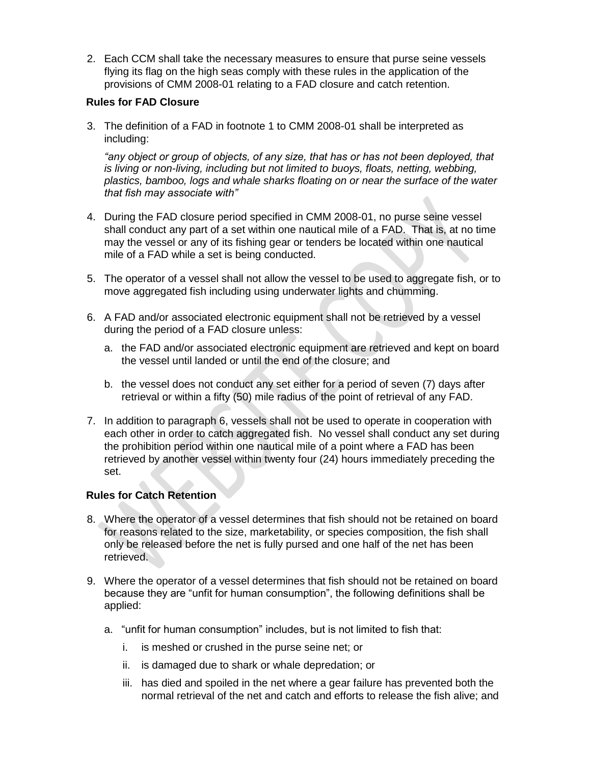2. Each CCM shall take the necessary measures to ensure that purse seine vessels flying its flag on the high seas comply with these rules in the application of the provisions of CMM 2008-01 relating to a FAD closure and catch retention.

**Rules for FAD Closure**

3. The definition of a FAD in footnote 1 to CMM 2008-01 shall be interpreted as including:

   *"any object or group of objects, of any size, that has or has not been deployed, that is living or non-living, including but not limited to buoys, floats, netting, webbing, plastics, bamboo, logs and whale sharks floating on or near the surface of the water that fish may associate with"*

4. During the FAD closure period specified in CMM 2008-01, no purse seine vessel shall conduct any part of a set within one nautical mile of a FAD. That is, at no time may the vessel or any of its fishing gear or tenders be located within one nautical mile of a FAD while a set is being conducted.

5. The operator of a vessel shall not allow the vessel to be used to aggregate fish, or to move aggregated fish including using underwater lights and chumming.

6. A FAD and/or associated electronic equipment shall not be retrieved by a vessel during the period of a FAD closure unless:

   a. the FAD and/or associated electronic equipment are retrieved and kept on board the vessel until landed or until the end of the closure; and

   b. the vessel does not conduct any set either for a period of seven (7) days after retrieval or within a fifty (50) mile radius of the point of retrieval of any FAD.

7. In addition to paragraph 6, vessels shall not be used to operate in cooperation with each other in order to catch aggregated fish. No vessel shall conduct any set during the prohibition period within one nautical mile of a point where a FAD has been retrieved by another vessel within twenty four (24) hours immediately preceding the set.

**Rules for Catch Retention**

8. Where the operator of a vessel determines that fish should not be retained on board for reasons related to the size, marketability, or species composition, the fish shall only be released before the net is fully pursed and one half of the net has been retrieved.

9. Where the operator of a vessel determines that fish should not be retained on board because they are "unfit for human consumption", the following definitions shall be applied:

   a. "unfit for human consumption" includes, but is not limited to fish that:

      i. is meshed or crushed in the purse seine net; or

      ii. is damaged due to shark or whale depredation; or

      iii. has died and spoiled in the net where a gear failure has prevented both the normal retrieval of the net and catch and efforts to release the fish alive; and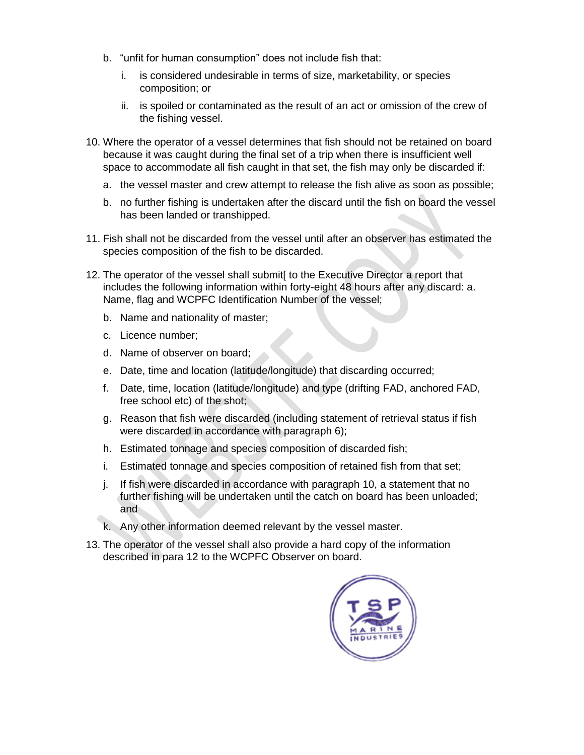b. "unfit for human consumption" does not include fish that:

   i. is considered undesirable in terms of size, marketability, or species composition; or

   ii. is spoiled or contaminated as the result of an act or omission of the crew of the fishing vessel.

10. Where the operator of a vessel determines that fish should not be retained on board because it was caught during the final set of a trip when there is insufficient well space to accommodate all fish caught in that set, the fish may only be discarded if:

    a. the vessel master and crew attempt to release the fish alive as soon as possible;

    b. no further fishing is undertaken after the discard until the fish on board the vessel has been landed or transhipped.

11. Fish shall not be discarded from the vessel until after an observer has estimated the species composition of the fish to be discarded.

12. The operator of the vessel shall submit[ to the Executive Director a report that includes the following information within forty-eight 48 hours after any discard: a. Name, flag and WCPFC Identification Number of the vessel;

    b. Name and nationality of master;

    c. Licence number;

    d. Name of observer on board;

    e. Date, time and location (latitude/longitude) that discarding occurred;

    f. Date, time, location (latitude/longitude) and type (drifting FAD, anchored FAD, free school etc) of the shot;

    g. Reason that fish were discarded (including statement of retrieval status if fish were discarded in accordance with paragraph 6);

    h. Estimated tonnage and species composition of discarded fish;

    i. Estimated tonnage and species composition of retained fish from that set;

    j. If fish were discarded in accordance with paragraph 10, a statement that no further fishing will be undertaken until the catch on board has been unloaded; and

    k. Any other information deemed relevant by the vessel master.

13. The operator of the vessel shall also provide a hard copy of the information described in para 12 to the WCPFC Observer on board.